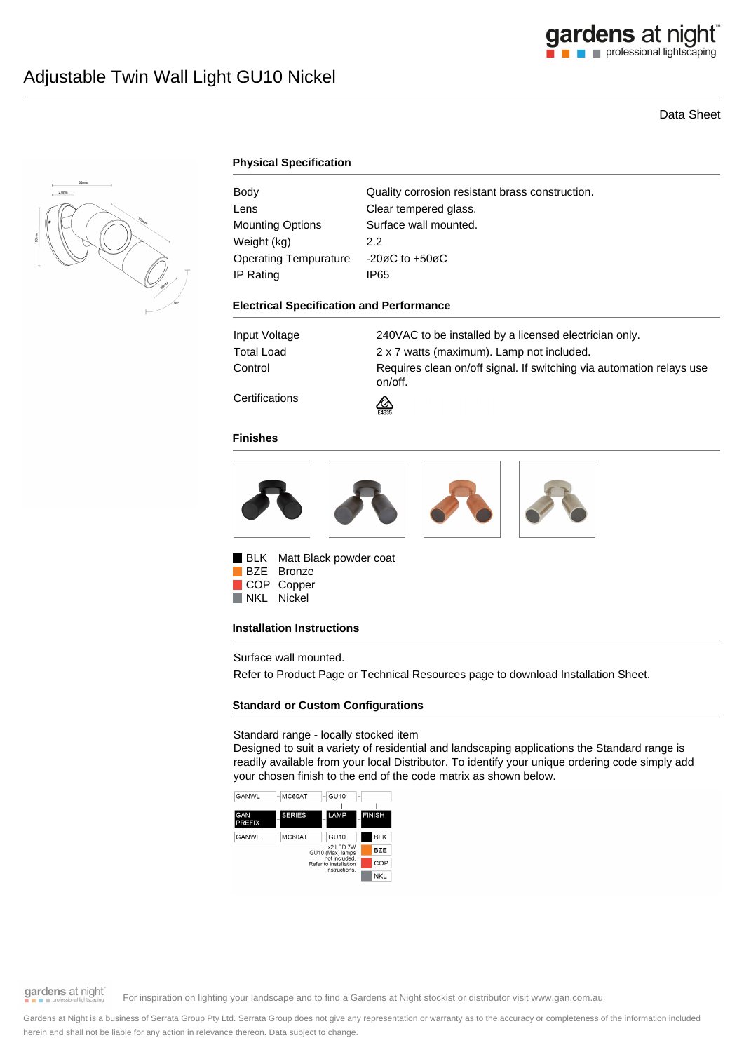# Adjustable Twin Wall Light GU10 Nickel

Data Sheet

## Physical Specification

| | |
|---|---|
| Body | Quality corrosion resistant brass construction. |
| Lens | Clear tempered glass. |
| Mounting Options | Surface wall mounted. |
| Weight (kg) | 2.2 |
| Operating Tempurature | -20øC to +50øC |
| IP Rating | IP65 |

## Electrical Specification and Performance

| | |
|---|---|
| Input Voltage | 240VAC to be installed by a licensed electrician only. |
| Total Load | 2 x 7 watts (maximum). Lamp not included. |
| Control | Requires clean on/off signal. If switching via automation relays use on/off. |
| Certifications | E4635 |

## Finishes

- BLK Matt Black powder coat
- BZE Bronze
- COP Copper
- NKL Nickel

## Installation Instructions

Surface wall mounted.

Refer to Product Page or Technical Resources page to download Installation Sheet.

## Standard or Custom Configurations

Standard range - locally stocked item

Designed to suit a variety of residential and landscaping applications the Standard range is readily available from your local Distributor. To identify your unique ordering code simply add your chosen finish to the end of the code matrix as shown below.

| GANWL | MC60AT | GU10 | |
|---|---|---|---|
| GAN PREFIX | SERIES | LAMP | FINISH |
| GANWL | MC60AT | GU10 | BLK |
| | | x2 LED 7W GU10 (Max) lamps not included. Refer to installation instructions. | BZE |
| | | | COP |
| | | | NKL |

For inspiration on lighting your landscape and to find a Gardens at Night stockist or distributor visit www.gan.com.au

Gardens at Night is a business of Serrata Group Pty Ltd. Serrata Group does not give any representation or warranty as to the accuracy or completeness of the information included herein and shall not be liable for any action in relevance thereon. Data subject to change.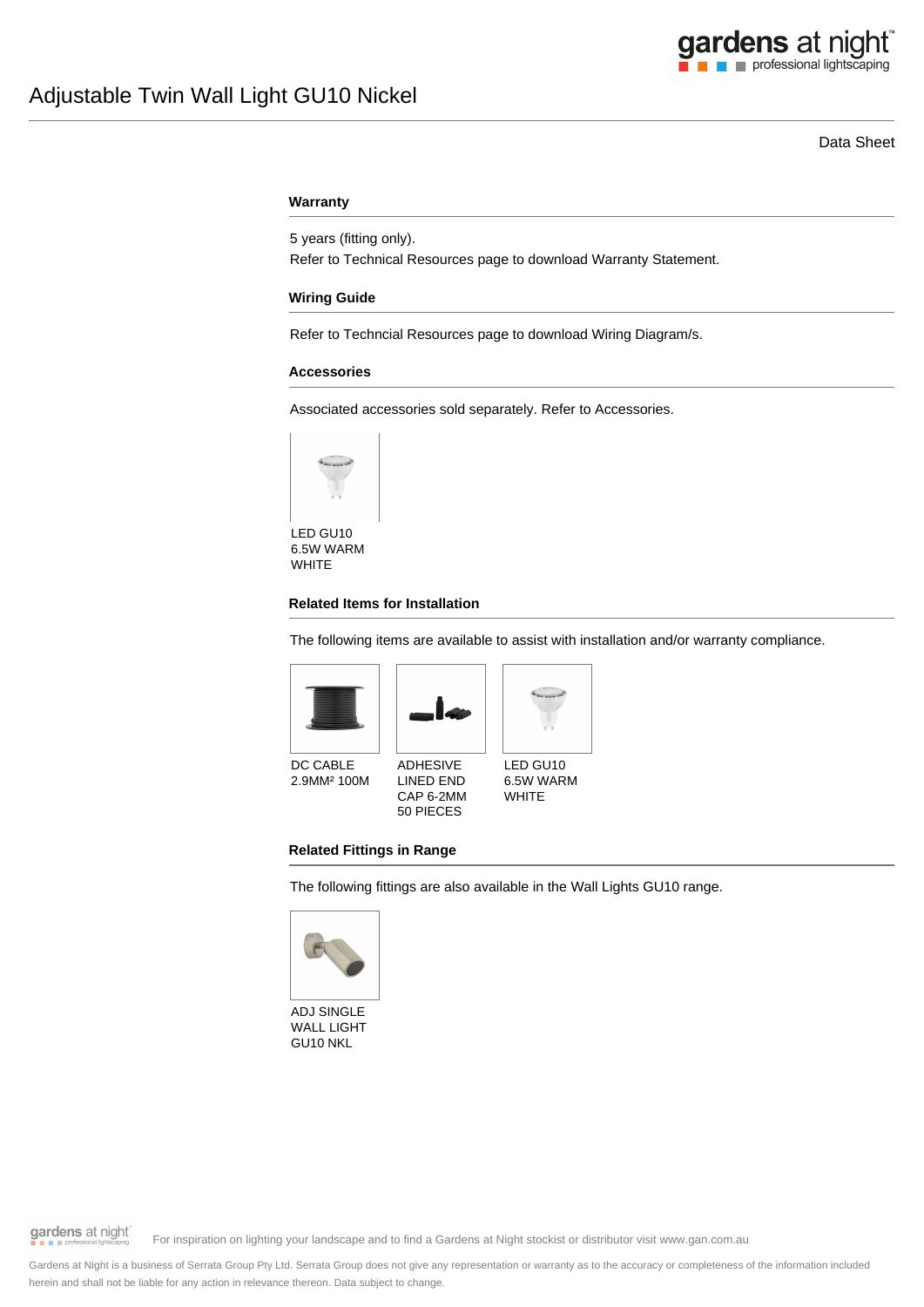# Adjustable Twin Wall Light GU10 Nickel

Data Sheet

### Warranty

5 years (fitting only).
Refer to Technical Resources page to download Warranty Statement.

### Wiring Guide

Refer to Techncial Resources page to download Wiring Diagram/s.

### Accessories

Associated accessories sold separately. Refer to Accessories.

LED GU10 6.5W WARM WHITE

### Related Items for Installation

The following items are available to assist with installation and/or warranty compliance.

DC CABLE 2.9MM² 100M

ADHESIVE LINED END CAP 6-2MM 50 PIECES

LED GU10 6.5W WARM WHITE

### Related Fittings in Range

The following fittings are also available in the Wall Lights GU10 range.

ADJ SINGLE WALL LIGHT GU10 NKL

For inspiration on lighting your landscape and to find a Gardens at Night stockist or distributor visit www.gan.com.au

Gardens at Night is a business of Serrata Group Pty Ltd. Serrata Group does not give any representation or warranty as to the accuracy or completeness of the information included herein and shall not be liable for any action in relevance thereon. Data subject to change.